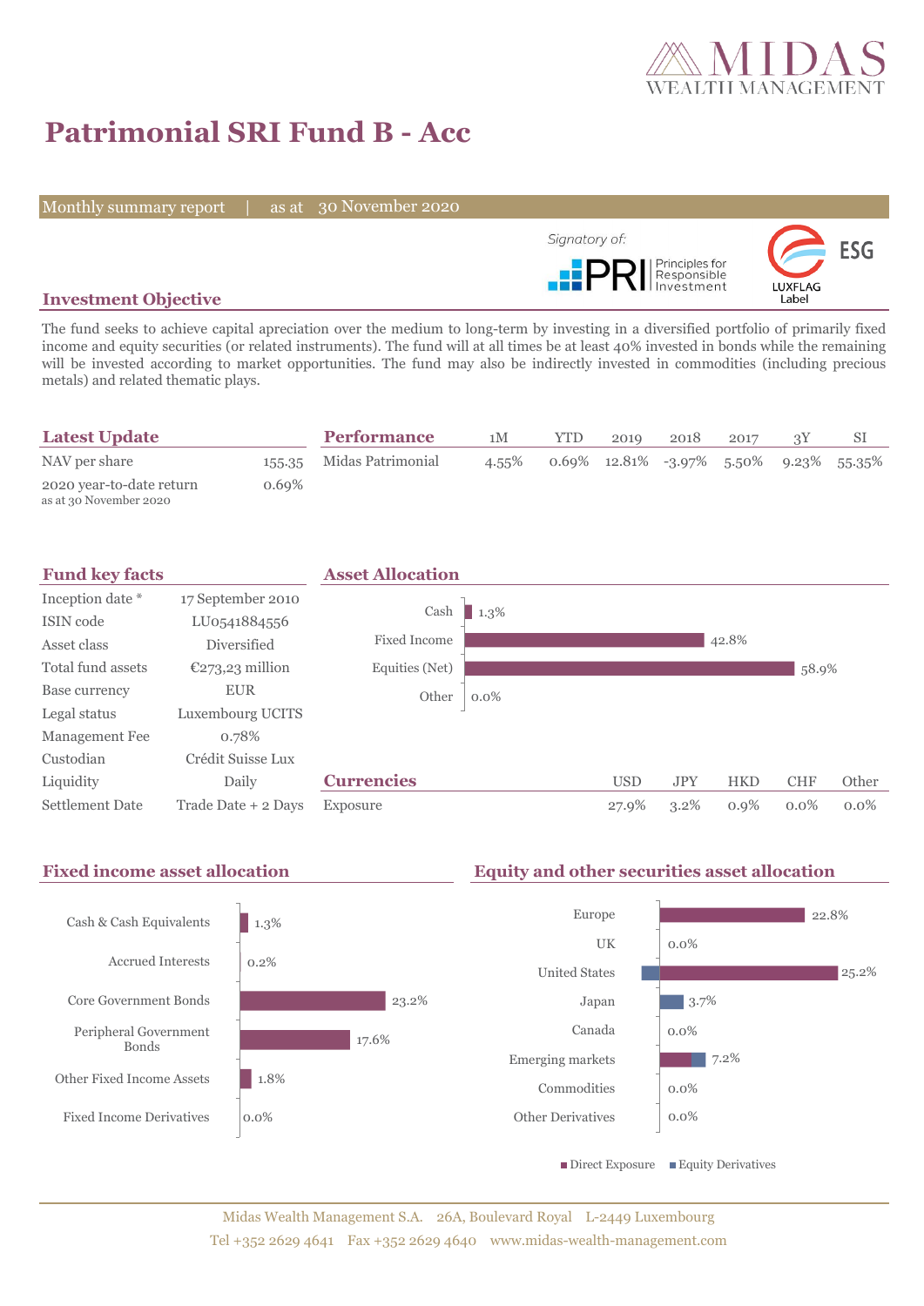# Patrimonial SRI Fund B - Acc

Monthly summary report | as at 30 November 2020

Signatory of: PRI Principles for Responsible Investment

ESG LUXFLAG Label

## Investment Objective

The fund seeks to achieve capital apreciation over the medium to long-term by investing in a diversified portfolio of primarily fixed income and equity securities (or related instruments). The fund will at all times be at least 40% invested in bonds while the remaining will be invested according to market opportunities. The fund may also be indirectly invested in commodities (including precious metals) and related thematic plays.

## Latest Update

| | |
|---|---|
| NAV per share | 155.35 |
| 2020 year-to-date return<br>as at 30 November 2020 | 0.69% |

## Performance

| | 1M | YTD | 2019 | 2018 | 2017 | 3Y | SI |
|---|---|---|---|---|---|---|---|
| Midas Patrimonial | 4.55% | 0.69% | 12.81% | -3.97% | 5.50% | 9.23% | 55.35% |

## Fund key facts

| | |
|---|---|
| Inception date * | 17 September 2010 |
| ISIN code | LU0541884556 |
| Asset class | Diversified |
| Total fund assets | €273,23 million |
| Base currency | EUR |
| Legal status | Luxembourg UCITS |
| Management Fee | 0.78% |
| Custodian | Crédit Suisse Lux |
| Liquidity | Daily |
| Settlement Date | Trade Date + 2 Days |

## Asset Allocation

| | |
|---|---|
| Cash | 1.3% |
| Fixed Income | 42.8% |
| Equities (Net) | 58.9% |
| Other | 0.0% |

## Currencies

| | USD | JPY | HKD | CHF | Other |
|---|---|---|---|---|---|
| Exposure | 27.9% | 3.2% | 0.9% | 0.0% | 0.0% |

## Fixed income asset allocation

| | |
|---|---|
| Cash & Cash Equivalents | 1.3% |
| Accrued Interests | 0.2% |
| Core Government Bonds | 23.2% |
| Peripheral Government Bonds | 17.6% |
| Other Fixed Income Assets | 1.8% |
| Fixed Income Derivatives | 0.0% |

## Equity and other securities asset allocation

| | |
|---|---|
| Europe | 22.8% |
| UK | 0.0% |
| United States | 25.2% |
| Japan | 3.7% |
| Canada | 0.0% |
| Emerging markets | 7.2% |
| Commodities | 0.0% |
| Other Derivatives | 0.0% |

■ Direct Exposure ■ Equity Derivatives

Midas Wealth Management S.A. 26A, Boulevard Royal L-2449 Luxembourg
Tel +352 2629 4641 Fax +352 2629 4640 www.midas-wealth-management.com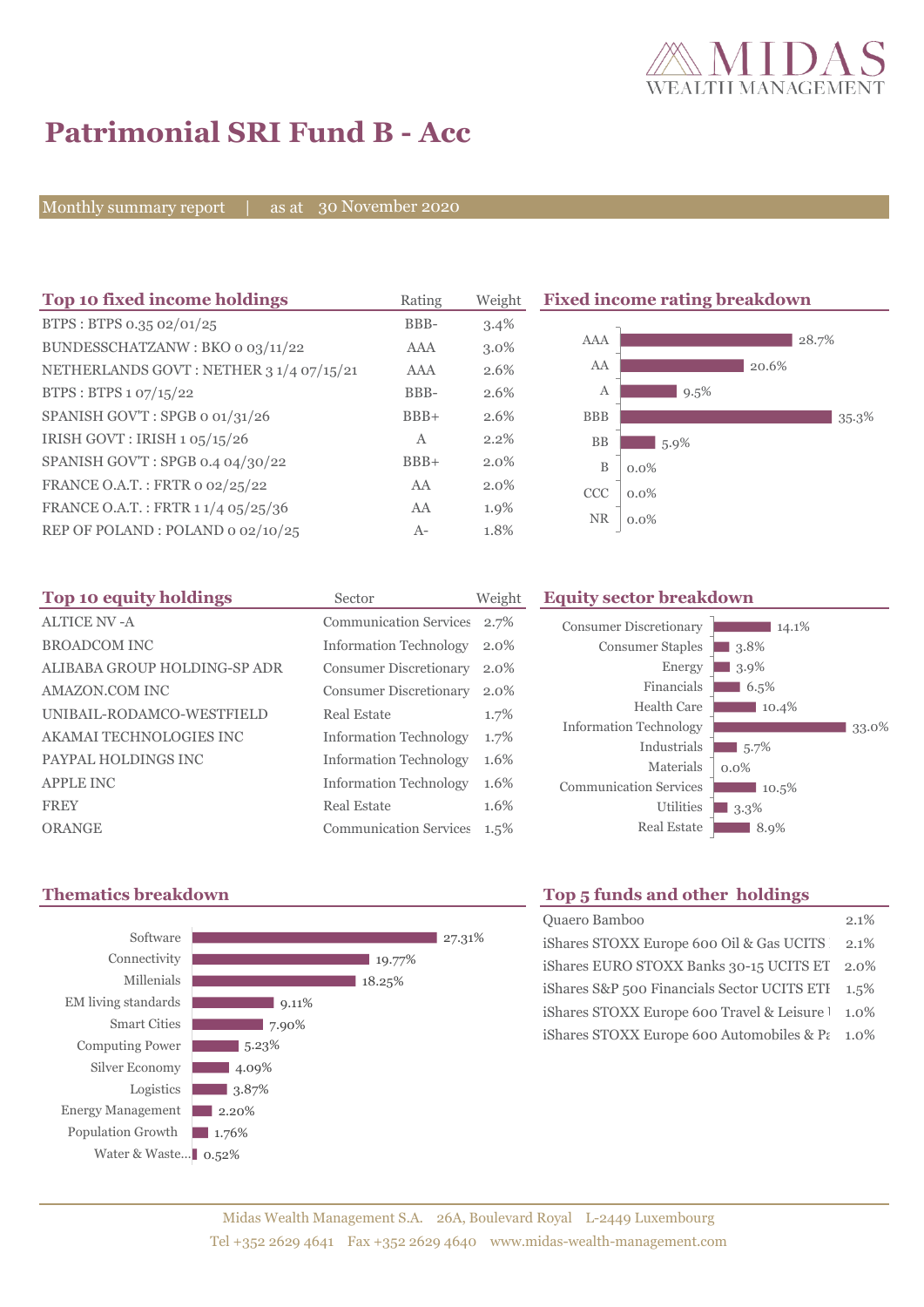# Patrimonial SRI Fund B - Acc

Monthly summary report | as at 30 November 2020

## Top 10 fixed income holdings

| Top 10 fixed income holdings | Rating | Weight |
|---|---|---|
| BTPS : BTPS 0.35 02/01/25 | BBB- | 3.4% |
| BUNDESSCHATZANW : BKO 0 03/11/22 | AAA | 3.0% |
| NETHERLANDS GOVT : NETHER 3 1/4 07/15/21 | AAA | 2.6% |
| BTPS : BTPS 1 07/15/22 | BBB- | 2.6% |
| SPANISH GOV'T : SPGB 0 01/31/26 | BBB+ | 2.6% |
| IRISH GOVT : IRISH 1 05/15/26 | A | 2.2% |
| SPANISH GOV'T : SPGB 0.4 04/30/22 | BBB+ | 2.0% |
| FRANCE O.A.T. : FRTR 0 02/25/22 | AA | 2.0% |
| FRANCE O.A.T. : FRTR 1 1/4 05/25/36 | AA | 1.9% |
| REP OF POLAND : POLAND 0 02/10/25 | A- | 1.8% |

## Fixed income rating breakdown

| Rating | Weight |
|---|---|
| AAA | 28.7% |
| AA | 20.6% |
| A | 9.5% |
| BBB | 35.3% |
| BB | 5.9% |
| B | 0.0% |
| CCC | 0.0% |
| NR | 0.0% |

## Top 10 equity holdings

| Top 10 equity holdings | Sector | Weight |
|---|---|---|
| ALTICE NV -A | Communication Services | 2.7% |
| BROADCOM INC | Information Technology | 2.0% |
| ALIBABA GROUP HOLDING-SP ADR | Consumer Discretionary | 2.0% |
| AMAZON.COM INC | Consumer Discretionary | 2.0% |
| UNIBAIL-RODAMCO-WESTFIELD | Real Estate | 1.7% |
| AKAMAI TECHNOLOGIES INC | Information Technology | 1.7% |
| PAYPAL HOLDINGS INC | Information Technology | 1.6% |
| APPLE INC | Information Technology | 1.6% |
| FREY | Real Estate | 1.6% |
| ORANGE | Communication Services | 1.5% |

## Equity sector breakdown

| Sector | Weight |
|---|---|
| Consumer Discretionary | 14.1% |
| Consumer Staples | 3.8% |
| Energy | 3.9% |
| Financials | 6.5% |
| Health Care | 10.4% |
| Information Technology | 33.0% |
| Industrials | 5.7% |
| Materials | 0.0% |
| Communication Services | 10.5% |
| Utilities | 3.3% |
| Real Estate | 8.9% |

## Thematics breakdown

| Theme | Weight |
|---|---|
| Software | 27.31% |
| Connectivity | 19.77% |
| Millenials | 18.25% |
| EM living standards | 9.11% |
| Smart Cities | 7.90% |
| Computing Power | 5.23% |
| Silver Economy | 4.09% |
| Logistics | 3.87% |
| Energy Management | 2.20% |
| Population Growth | 1.76% |
| Water & Waste... | 0.52% |

## Top 5 funds and other holdings

| Holding | Weight |
|---|---|
| Quaero Bamboo | 2.1% |
| iShares STOXX Europe 600 Oil & Gas UCITS | 2.1% |
| iShares EURO STOXX Banks 30-15 UCITS ET | 2.0% |
| iShares S&P 500 Financials Sector UCITS ETF | 1.5% |
| iShares STOXX Europe 600 Travel & Leisure | 1.0% |
| iShares STOXX Europe 600 Automobiles & Pa | 1.0% |

Midas Wealth Management S.A. 26A, Boulevard Royal L-2449 Luxembourg
Tel +352 2629 4641 Fax +352 2629 4640 www.midas-wealth-management.com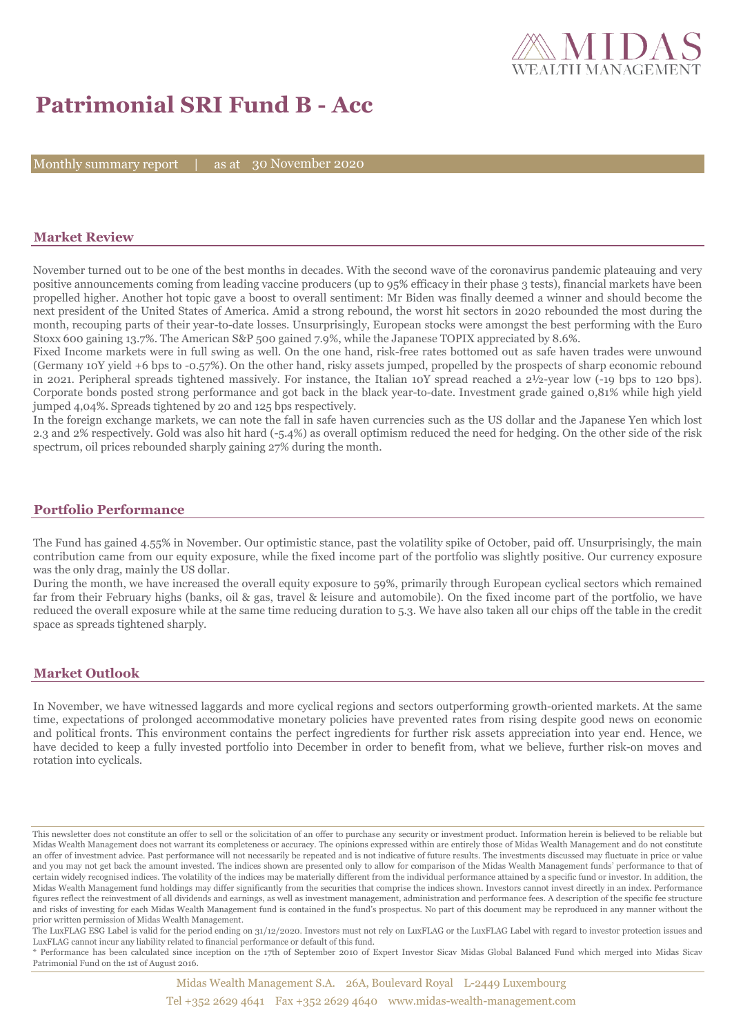# Patrimonial SRI Fund B - Acc

Monthly summary report | as at 30 November 2020

## Market Review

November turned out to be one of the best months in decades. With the second wave of the coronavirus pandemic plateauing and very positive announcements coming from leading vaccine producers (up to 95% efficacy in their phase 3 tests), financial markets have been propelled higher. Another hot topic gave a boost to overall sentiment: Mr Biden was finally deemed a winner and should become the next president of the United States of America. Amid a strong rebound, the worst hit sectors in 2020 rebounded the most during the month, recouping parts of their year-to-date losses. Unsurprisingly, European stocks were amongst the best performing with the Euro Stoxx 600 gaining 13.7%. The American S&P 500 gained 7.9%, while the Japanese TOPIX appreciated by 8.6%.

Fixed Income markets were in full swing as well. On the one hand, risk-free rates bottomed out as safe haven trades were unwound (Germany 10Y yield +6 bps to -0.57%). On the other hand, risky assets jumped, propelled by the prospects of sharp economic rebound in 2021. Peripheral spreads tightened massively. For instance, the Italian 10Y spread reached a 2½-year low (-19 bps to 120 bps). Corporate bonds posted strong performance and got back in the black year-to-date. Investment grade gained 0,81% while high yield jumped 4,04%. Spreads tightened by 20 and 125 bps respectively.

In the foreign exchange markets, we can note the fall in safe haven currencies such as the US dollar and the Japanese Yen which lost 2.3 and 2% respectively. Gold was also hit hard (-5.4%) as overall optimism reduced the need for hedging. On the other side of the risk spectrum, oil prices rebounded sharply gaining 27% during the month.

## Portfolio Performance

The Fund has gained 4.55% in November. Our optimistic stance, past the volatility spike of October, paid off. Unsurprisingly, the main contribution came from our equity exposure, while the fixed income part of the portfolio was slightly positive. Our currency exposure was the only drag, mainly the US dollar.

During the month, we have increased the overall equity exposure to 59%, primarily through European cyclical sectors which remained far from their February highs (banks, oil & gas, travel & leisure and automobile). On the fixed income part of the portfolio, we have reduced the overall exposure while at the same time reducing duration to 5.3. We have also taken all our chips off the table in the credit space as spreads tightened sharply.

## Market Outlook

In November, we have witnessed laggards and more cyclical regions and sectors outperforming growth-oriented markets. At the same time, expectations of prolonged accommodative monetary policies have prevented rates from rising despite good news on economic and political fronts. This environment contains the perfect ingredients for further risk assets appreciation into year end. Hence, we have decided to keep a fully invested portfolio into December in order to benefit from, what we believe, further risk-on moves and rotation into cyclicals.

This newsletter does not constitute an offer to sell or the solicitation of an offer to purchase any security or investment product. Information herein is believed to be reliable but Midas Wealth Management does not warrant its completeness or accuracy. The opinions expressed within are entirely those of Midas Wealth Management and do not constitute an offer of investment advice. Past performance will not necessarily be repeated and is not indicative of future results. The investments discussed may fluctuate in price or value and you may not get back the amount invested. The indices shown are presented only to allow for comparison of the Midas Wealth Management funds' performance to that of certain widely recognised indices. The volatility of the indices may be materially different from the individual performance attained by a specific fund or investor. In addition, the Midas Wealth Management fund holdings may differ significantly from the securities that comprise the indices shown. Investors cannot invest directly in an index. Performance figures reflect the reinvestment of all dividends and earnings, as well as investment management, administration and performance fees. A description of the specific fee structure and risks of investing for each Midas Wealth Management fund is contained in the fund's prospectus. No part of this document may be reproduced in any manner without the prior written permission of Midas Wealth Management.

The LuxFLAG ESG Label is valid for the period ending on 31/12/2020. Investors must not rely on LuxFLAG or the LuxFLAG Label with regard to investor protection issues and LuxFLAG cannot incur any liability related to financial performance or default of this fund.

\* Performance has been calculated since inception on the 17th of September 2010 of Expert Investor Sicav Midas Global Balanced Fund which merged into Midas Sicav Patrimonial Fund on the 1st of August 2016.

Midas Wealth Management S.A. 26A, Boulevard Royal L-2449 Luxembourg

Tel +352 2629 4641 Fax +352 2629 4640 www.midas-wealth-management.com